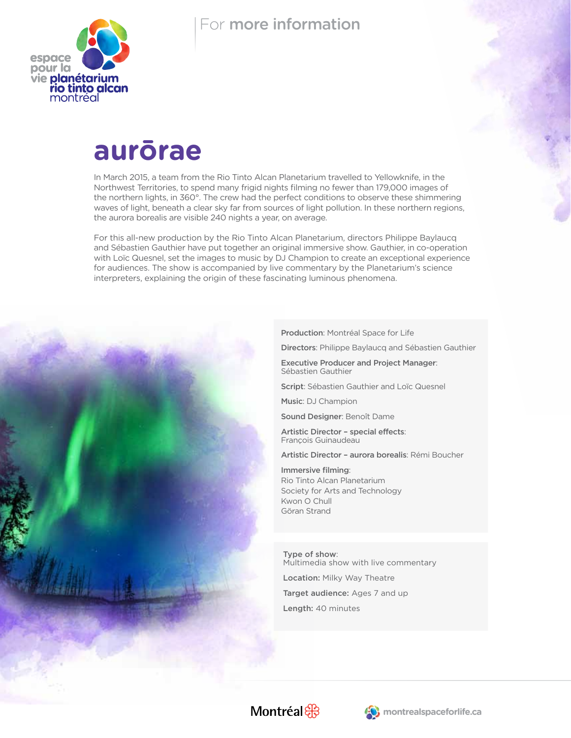For **more information**

# aurōrae

In March 2015, a team from the Rio Tinto Alcan Planetarium travelled to Yellowknife, in the Northwest Territories, to spend many frigid nights filming no fewer than 179,000 images of the northern lights, in 360°. The crew had the perfect conditions to observe these shimmering waves of light, beneath a clear sky far from sources of light pollution. In these northern regions, the aurora borealis are visible 240 nights a year, on average.

For this all-new production by the Rio Tinto Alcan Planetarium, directors Philippe Baylaucq and Sébastien Gauthier have put together an original immersive show. Gauthier, in co-operation with Loïc Quesnel, set the images to music by DJ Champion to create an exceptional experience for audiences. The show is accompanied by live commentary by the Planetarium's science interpreters, explaining the origin of these fascinating luminous phenomena.

**Production**: Montréal Space for Life

**Directors**: Philippe Baylaucq and Sébastien Gauthier

**Executive Producer and Project Manager**: Sébastien Gauthier

**Script**: Sébastien Gauthier and Loïc Quesnel

**Music**: DJ Champion

**Sound Designer**: Benoît Dame

**Artistic Director – special effects**: François Guinaudeau

**Artistic Director – aurora borealis**: Rémi Boucher

**Immersive filming**:
Rio Tinto Alcan Planetarium
Society for Arts and Technology
Kwon O Chull
Göran Strand

**Type of show**: Multimedia show with live commentary

**Location:** Milky Way Theatre

**Target audience:** Ages 7 and up

**Length:** 40 minutes

Montréal

montrealspaceforlife.ca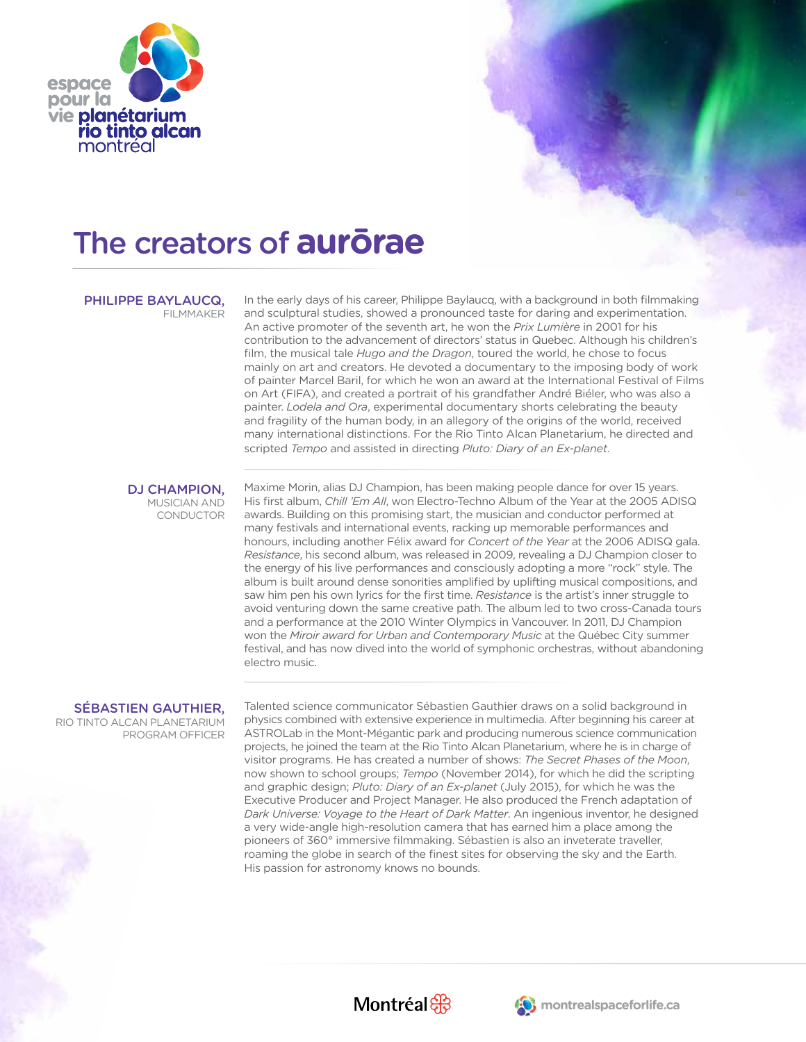# The creators of **aurōrae**

**PHILIPPE BAYLAUCQ,**
FILMMAKER

In the early days of his career, Philippe Baylaucq, with a background in both filmmaking and sculptural studies, showed a pronounced taste for daring and experimentation. An active promoter of the seventh art, he won the *Prix Lumière* in 2001 for his contribution to the advancement of directors' status in Quebec. Although his children's film, the musical tale *Hugo and the Dragon*, toured the world, he chose to focus mainly on art and creators. He devoted a documentary to the imposing body of work of painter Marcel Baril, for which he won an award at the International Festival of Films on Art (FIFA), and created a portrait of his grandfather André Biéler, who was also a painter. *Lodela and Ora*, experimental documentary shorts celebrating the beauty and fragility of the human body, in an allegory of the origins of the world, received many international distinctions. For the Rio Tinto Alcan Planetarium, he directed and scripted *Tempo* and assisted in directing *Pluto: Diary of an Ex-planet*.

**DJ CHAMPION,**
MUSICIAN AND CONDUCTOR

Maxime Morin, alias DJ Champion, has been making people dance for over 15 years. His first album, *Chill 'Em All*, won Electro-Techno Album of the Year at the 2005 ADISQ awards. Building on this promising start, the musician and conductor performed at many festivals and international events, racking up memorable performances and honours, including another Félix award for *Concert of the Year* at the 2006 ADISQ gala. *Resistance*, his second album, was released in 2009, revealing a DJ Champion closer to the energy of his live performances and consciously adopting a more "rock" style. The album is built around dense sonorities amplified by uplifting musical compositions, and saw him pen his own lyrics for the first time. *Resistance* is the artist's inner struggle to avoid venturing down the same creative path. The album led to two cross-Canada tours and a performance at the 2010 Winter Olympics in Vancouver. In 2011, DJ Champion won the *Miroir award for Urban and Contemporary Music* at the Québec City summer festival, and has now dived into the world of symphonic orchestras, without abandoning electro music.

**SÉBASTIEN GAUTHIER,**
RIO TINTO ALCAN PLANETARIUM PROGRAM OFFICER

Talented science communicator Sébastien Gauthier draws on a solid background in physics combined with extensive experience in multimedia. After beginning his career at ASTROLab in the Mont-Mégantic park and producing numerous science communication projects, he joined the team at the Rio Tinto Alcan Planetarium, where he is in charge of visitor programs. He has created a number of shows: *The Secret Phases of the Moon*, now shown to school groups; *Tempo* (November 2014), for which he did the scripting and graphic design; *Pluto: Diary of an Ex-planet* (July 2015), for which he was the Executive Producer and Project Manager. He also produced the French adaptation of *Dark Universe: Voyage to the Heart of Dark Matter*. An ingenious inventor, he designed a very wide-angle high-resolution camera that has earned him a place among the pioneers of 360° immersive filmmaking. Sébastien is also an inveterate traveller, roaming the globe in search of the finest sites for observing the sky and the Earth. His passion for astronomy knows no bounds.